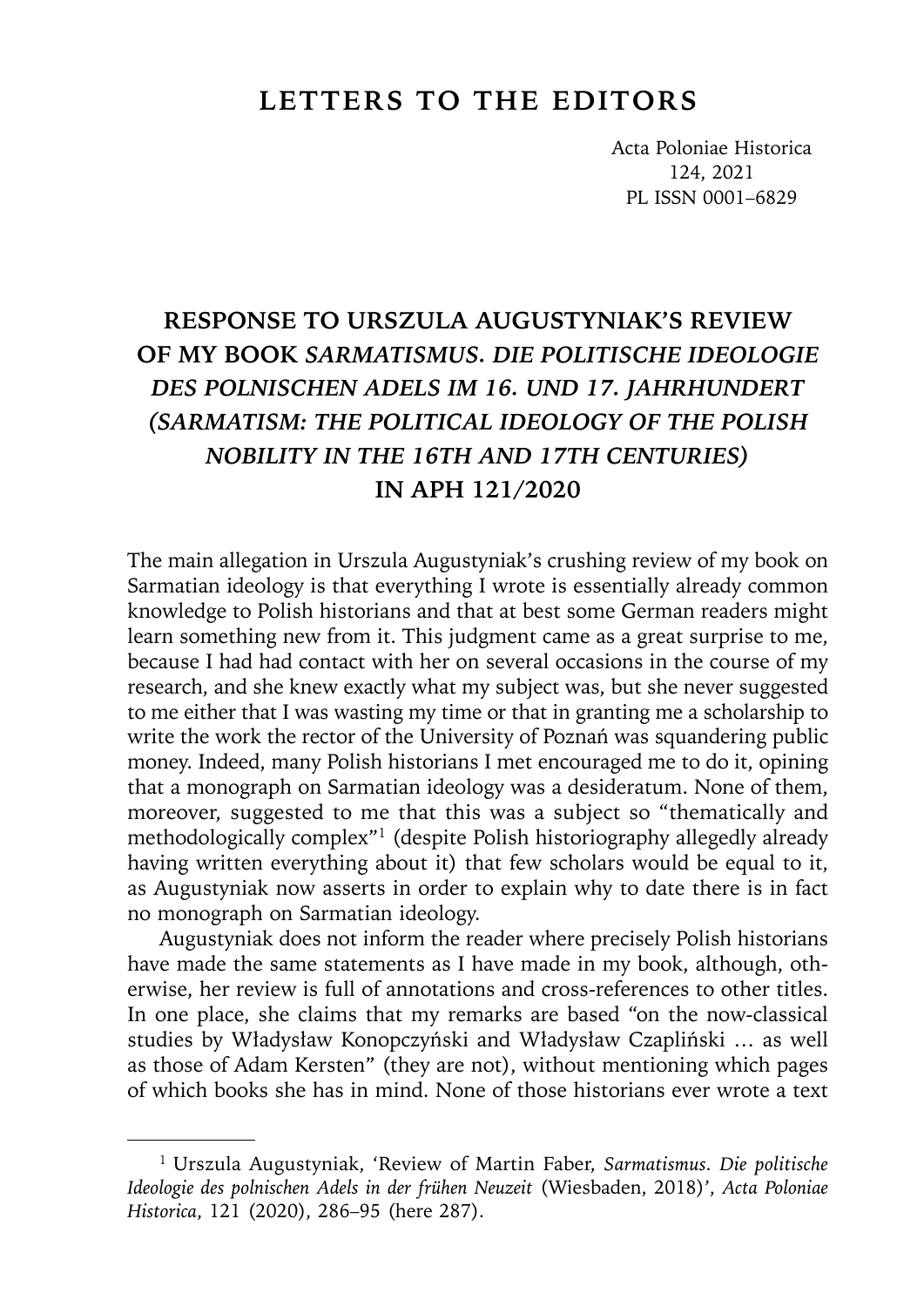# LETTERS TO THE EDITORS

## RESPONSE TO URSZULA AUGUSTYNIAK'S REVIEW OF MY BOOK *SARMATISMUS. DIE POLITISCHE IDEOLOGIE DES POLNISCHEN ADELS IM 16. UND 17. JAHRHUNDERT (SARMATISM: THE POLITICAL IDEOLOGY OF THE POLISH NOBILITY IN THE 16TH AND 17TH CENTURIES)* IN APH 121/2020

The main allegation in Urszula Augustyniak's crushing review of my book on Sarmatian ideology is that everything I wrote is essentially already common knowledge to Polish historians and that at best some German readers might learn something new from it. This judgment came as a great surprise to me, because I had had contact with her on several occasions in the course of my research, and she knew exactly what my subject was, but she never suggested to me either that I was wasting my time or that in granting me a scholarship to write the work the rector of the University of Poznań was squandering public money. Indeed, many Polish historians I met encouraged me to do it, opining that a monograph on Sarmatian ideology was a desideratum. None of them, moreover, suggested to me that this was a subject so "thematically and methodologically complex"[1] (despite Polish historiography allegedly already having written everything about it) that few scholars would be equal to it, as Augustyniak now asserts in order to explain why to date there is in fact no monograph on Sarmatian ideology.

Augustyniak does not inform the reader where precisely Polish historians have made the same statements as I have made in my book, although, otherwise, her review is full of annotations and cross-references to other titles. In one place, she claims that my remarks are based "on the now-classical studies by Władysław Konopczyński and Władysław Czapliński … as well as those of Adam Kersten" (they are not), without mentioning which pages of which books she has in mind. None of those historians ever wrote a text

---

[1] Urszula Augustyniak, 'Review of Martin Faber, *Sarmatismus. Die politische Ideologie des polnischen Adels in der frühen Neuzeit* (Wiesbaden, 2018)', *Acta Poloniae Historica*, 121 (2020), 286–95 (here 287).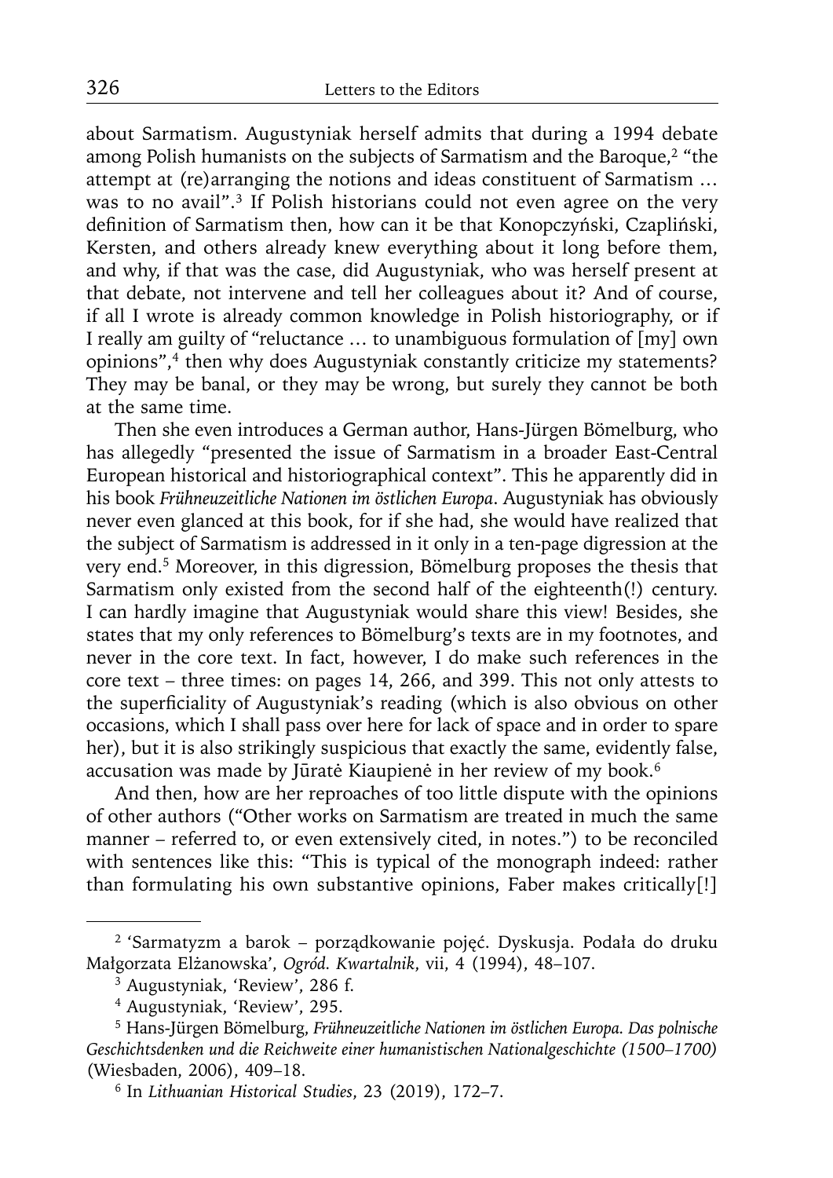about Sarmatism. Augustyniak herself admits that during a 1994 debate among Polish humanists on the subjects of Sarmatism and the Baroque,[2] "the attempt at (re)arranging the notions and ideas constituent of Sarmatism … was to no avail".[3] If Polish historians could not even agree on the very definition of Sarmatism then, how can it be that Konopczyński, Czapliński, Kersten, and others already knew everything about it long before them, and why, if that was the case, did Augustyniak, who was herself present at that debate, not intervene and tell her colleagues about it? And of course, if all I wrote is already common knowledge in Polish historiography, or if I really am guilty of "reluctance … to unambiguous formulation of [my] own opinions",[4] then why does Augustyniak constantly criticize my statements? They may be banal, or they may be wrong, but surely they cannot be both at the same time.

Then she even introduces a German author, Hans-Jürgen Bömelburg, who has allegedly "presented the issue of Sarmatism in a broader East-Central European historical and historiographical context". This he apparently did in his book *Frühneuzeitliche Nationen im östlichen Europa*. Augustyniak has obviously never even glanced at this book, for if she had, she would have realized that the subject of Sarmatism is addressed in it only in a ten-page digression at the very end.[5] Moreover, in this digression, Bömelburg proposes the thesis that Sarmatism only existed from the second half of the eighteenth(!) century. I can hardly imagine that Augustyniak would share this view! Besides, she states that my only references to Bömelburg's texts are in my footnotes, and never in the core text. In fact, however, I do make such references in the core text – three times: on pages 14, 266, and 399. This not only attests to the superficiality of Augustyniak's reading (which is also obvious on other occasions, which I shall pass over here for lack of space and in order to spare her), but it is also strikingly suspicious that exactly the same, evidently false, accusation was made by Jūratė Kiaupienė in her review of my book.[6]

And then, how are her reproaches of too little dispute with the opinions of other authors ("Other works on Sarmatism are treated in much the same manner – referred to, or even extensively cited, in notes.") to be reconciled with sentences like this: "This is typical of the monograph indeed: rather than formulating his own substantive opinions, Faber makes critically[!]

---

[2] 'Sarmatyzm a barok – porządkowanie pojęć. Dyskusja. Podała do druku Małgorzata Elżanowska', *Ogród. Kwartalnik*, vii, 4 (1994), 48–107.

[3] Augustyniak, 'Review', 286 f.

[4] Augustyniak, 'Review', 295.

[5] Hans-Jürgen Bömelburg, *Frühneuzeitliche Nationen im östlichen Europa. Das polnische Geschichtsdenken und die Reichweite einer humanistischen Nationalgeschichte (1500–1700)* (Wiesbaden, 2006), 409–18.

[6] In *Lithuanian Historical Studies*, 23 (2019), 172–7.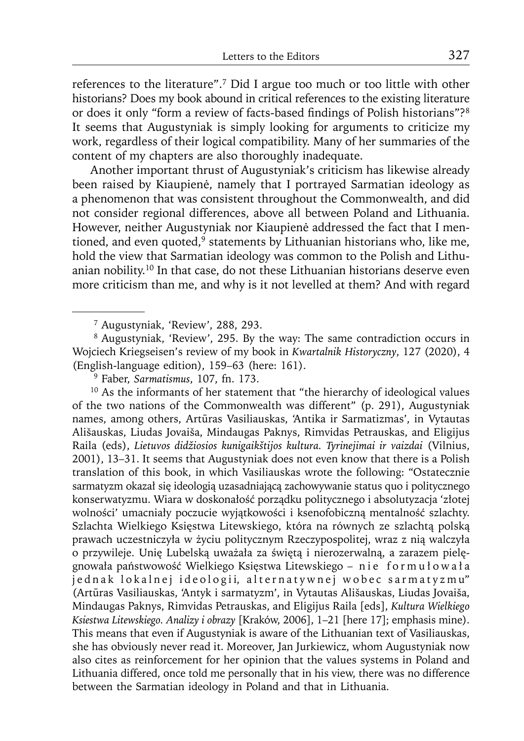references to the literature".[7] Did I argue too much or too little with other historians? Does my book abound in critical references to the existing literature or does it only "form a review of facts-based findings of Polish historians"?[8] It seems that Augustyniak is simply looking for arguments to criticize my work, regardless of their logical compatibility. Many of her summaries of the content of my chapters are also thoroughly inadequate.

Another important thrust of Augustyniak's criticism has likewise already been raised by Kiaupienė, namely that I portrayed Sarmatian ideology as a phenomenon that was consistent throughout the Commonwealth, and did not consider regional differences, above all between Poland and Lithuania. However, neither Augustyniak nor Kiaupienė addressed the fact that I mentioned, and even quoted,[9] statements by Lithuanian historians who, like me, hold the view that Sarmatian ideology was common to the Polish and Lithuanian nobility.[10] In that case, do not these Lithuanian historians deserve even more criticism than me, and why is it not levelled at them? And with regard

---

[7] Augustyniak, 'Review', 288, 293.

[8] Augustyniak, 'Review', 295. By the way: The same contradiction occurs in Wojciech Kriegseisen's review of my book in *Kwartalnik Historyczny*, 127 (2020), 4 (English-language edition), 159–63 (here: 161).

[9] Faber, *Sarmatismus*, 107, fn. 173.

[10] As the informants of her statement that "the hierarchy of ideological values of the two nations of the Commonwealth was different" (p. 291), Augustyniak names, among others, Artūras Vasiliauskas, 'Antika ir Sarmatizmas', in Vytautas Ališauskas, Liudas Jovaiša, Mindaugas Paknys, Rimvidas Petrauskas, and Eligijus Raila (eds), *Lietuvos didžiosios kunigaikštijos kultura. Tyrinejimai ir vaizdai* (Vilnius, 2001), 13–31. It seems that Augustyniak does not even know that there is a Polish translation of this book, in which Vasiliauskas wrote the following: "Ostatecznie sarmatyzm okazał się ideologią uzasadniającą zachowywanie status quo i politycznego konserwatyzmu. Wiara w doskonałość porządku politycznego i absolutyzacja 'złotej wolności' umacniały poczucie wyjątkowości i ksenofobiczną mentalność szlachty. Szlachta Wielkiego Księstwa Litewskiego, która na równych ze szlachtą polską prawach uczestniczyła w życiu politycznym Rzeczypospolitej, wraz z nią walczyła o przywileje. Unię Lubelską uważała za świętą i nierozerwalną, a zarazem pielęgnowała państwowość Wielkiego Księstwa Litewskiego – n i e f o r m u ł o w a ł a j e d n a k l o k a l n e j i d e o l o g i i, a l t e r n a t y w n e j w o b e c s a r m a t y z m u" (Artūras Vasiliauskas, 'Antyk i sarmatyzm', in Vytautas Ališauskas, Liudas Jovaiša, Mindaugas Paknys, Rimvidas Petrauskas, and Eligijus Raila [eds], *Kultura Wielkiego Ksiestwa Litewskiego. Analizy i obrazy* [Kraków, 2006], 1–21 [here 17]; emphasis mine). This means that even if Augustyniak is aware of the Lithuanian text of Vasiliauskas, she has obviously never read it. Moreover, Jan Jurkiewicz, whom Augustyniak now also cites as reinforcement for her opinion that the values systems in Poland and Lithuania differed, once told me personally that in his view, there was no difference between the Sarmatian ideology in Poland and that in Lithuania.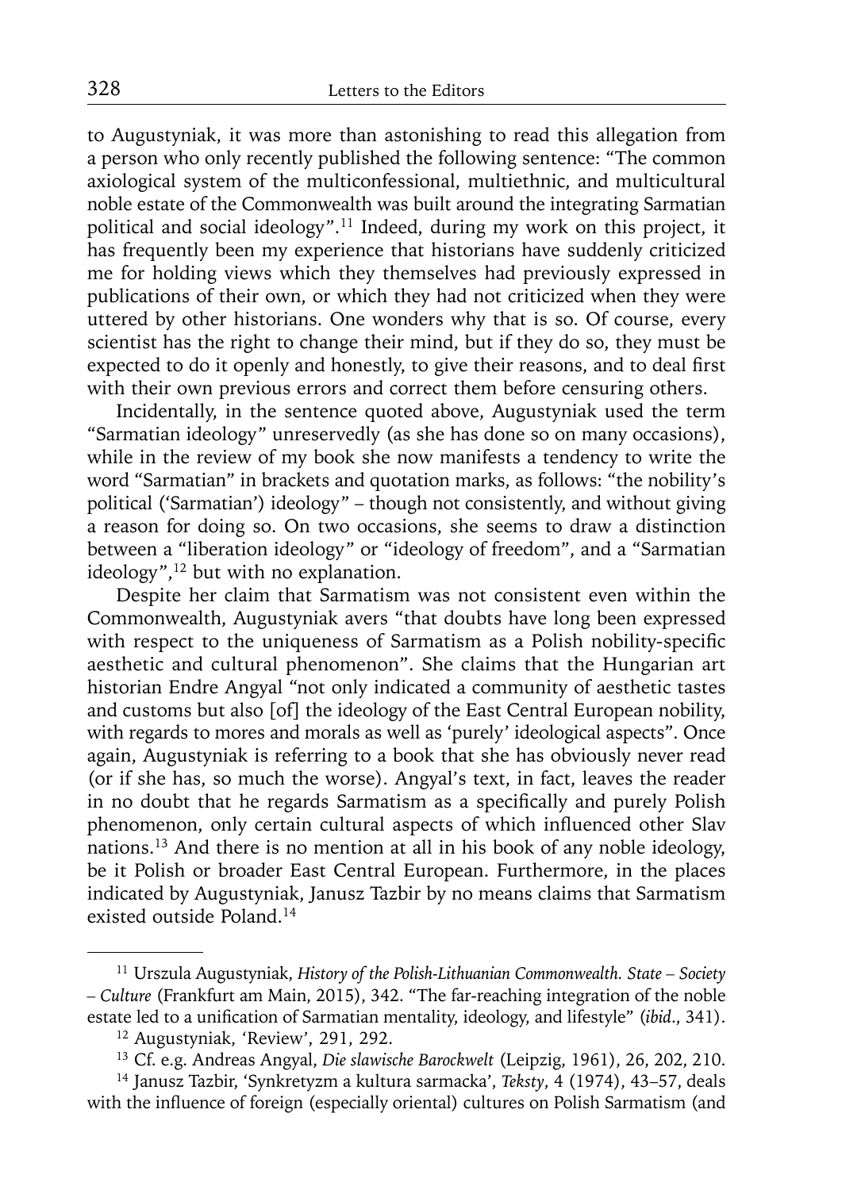to Augustyniak, it was more than astonishing to read this allegation from a person who only recently published the following sentence: "The common axiological system of the multiconfessional, multiethnic, and multicultural noble estate of the Commonwealth was built around the integrating Sarmatian political and social ideology".[11] Indeed, during my work on this project, it has frequently been my experience that historians have suddenly criticized me for holding views which they themselves had previously expressed in publications of their own, or which they had not criticized when they were uttered by other historians. One wonders why that is so. Of course, every scientist has the right to change their mind, but if they do so, they must be expected to do it openly and honestly, to give their reasons, and to deal first with their own previous errors and correct them before censuring others.

Incidentally, in the sentence quoted above, Augustyniak used the term "Sarmatian ideology" unreservedly (as she has done so on many occasions), while in the review of my book she now manifests a tendency to write the word "Sarmatian" in brackets and quotation marks, as follows: "the nobility's political ('Sarmatian') ideology" – though not consistently, and without giving a reason for doing so. On two occasions, she seems to draw a distinction between a "liberation ideology" or "ideology of freedom", and a "Sarmatian ideology",[12] but with no explanation.

Despite her claim that Sarmatism was not consistent even within the Commonwealth, Augustyniak avers "that doubts have long been expressed with respect to the uniqueness of Sarmatism as a Polish nobility-specific aesthetic and cultural phenomenon". She claims that the Hungarian art historian Endre Angyal "not only indicated a community of aesthetic tastes and customs but also [of] the ideology of the East Central European nobility, with regards to mores and morals as well as 'purely' ideological aspects". Once again, Augustyniak is referring to a book that she has obviously never read (or if she has, so much the worse). Angyal's text, in fact, leaves the reader in no doubt that he regards Sarmatism as a specifically and purely Polish phenomenon, only certain cultural aspects of which influenced other Slav nations.[13] And there is no mention at all in his book of any noble ideology, be it Polish or broader East Central European. Furthermore, in the places indicated by Augustyniak, Janusz Tazbir by no means claims that Sarmatism existed outside Poland.[14]

---

[11] Urszula Augustyniak, *History of the Polish-Lithuanian Commonwealth. State – Society – Culture* (Frankfurt am Main, 2015), 342. "The far-reaching integration of the noble estate led to a unification of Sarmatian mentality, ideology, and lifestyle" (*ibid.*, 341).

[12] Augustyniak, 'Review', 291, 292.

[13] Cf. e.g. Andreas Angyal, *Die slawische Barockwelt* (Leipzig, 1961), 26, 202, 210.

[14] Janusz Tazbir, 'Synkretyzm a kultura sarmacka', *Teksty*, 4 (1974), 43–57, deals with the influence of foreign (especially oriental) cultures on Polish Sarmatism (and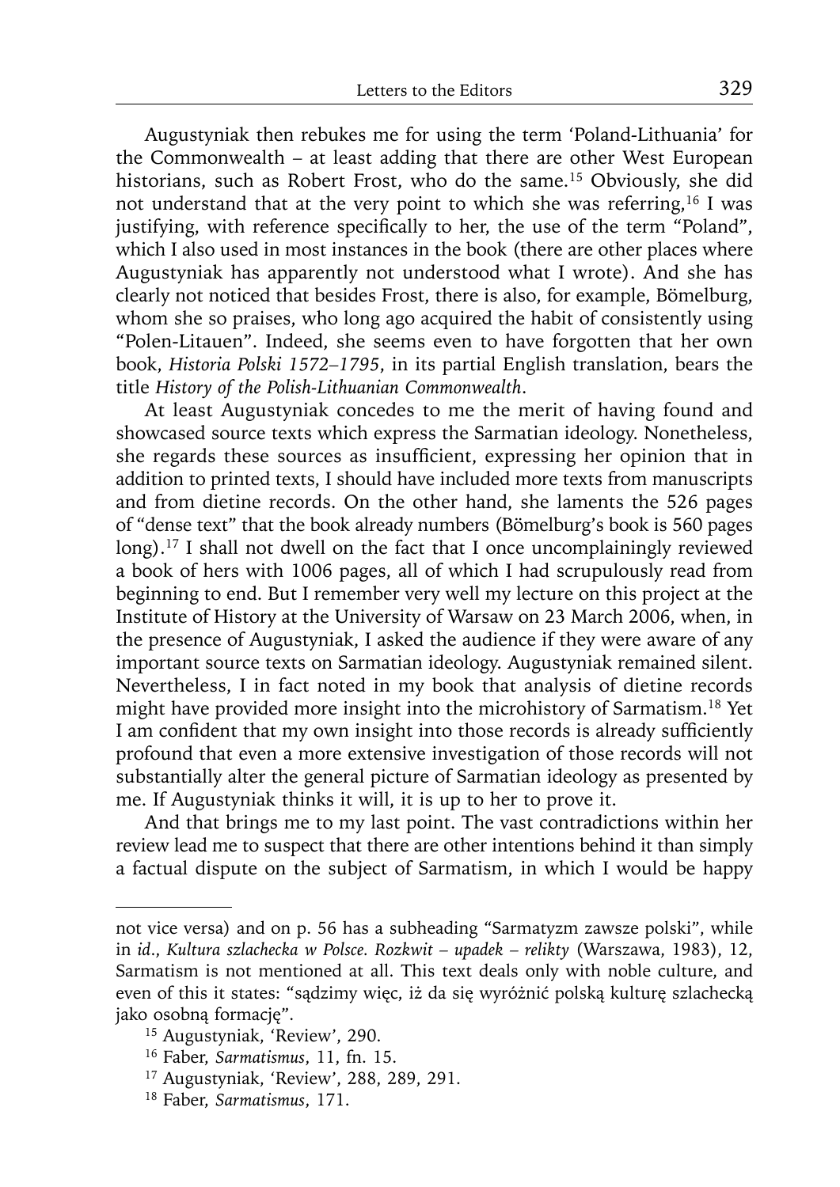Augustyniak then rebukes me for using the term 'Poland-Lithuania' for the Commonwealth – at least adding that there are other West European historians, such as Robert Frost, who do the same.[15] Obviously, she did not understand that at the very point to which she was referring,[16] I was justifying, with reference specifically to her, the use of the term "Poland", which I also used in most instances in the book (there are other places where Augustyniak has apparently not understood what I wrote). And she has clearly not noticed that besides Frost, there is also, for example, Bömelburg, whom she so praises, who long ago acquired the habit of consistently using "Polen-Litauen". Indeed, she seems even to have forgotten that her own book, *Historia Polski 1572–1795*, in its partial English translation, bears the title *History of the Polish-Lithuanian Commonwealth*.

At least Augustyniak concedes to me the merit of having found and showcased source texts which express the Sarmatian ideology. Nonetheless, she regards these sources as insufficient, expressing her opinion that in addition to printed texts, I should have included more texts from manuscripts and from dietine records. On the other hand, she laments the 526 pages of "dense text" that the book already numbers (Bömelburg's book is 560 pages long).[17] I shall not dwell on the fact that I once uncomplainingly reviewed a book of hers with 1006 pages, all of which I had scrupulously read from beginning to end. But I remember very well my lecture on this project at the Institute of History at the University of Warsaw on 23 March 2006, when, in the presence of Augustyniak, I asked the audience if they were aware of any important source texts on Sarmatian ideology. Augustyniak remained silent. Nevertheless, I in fact noted in my book that analysis of dietine records might have provided more insight into the microhistory of Sarmatism.[18] Yet I am confident that my own insight into those records is already sufficiently profound that even a more extensive investigation of those records will not substantially alter the general picture of Sarmatian ideology as presented by me. If Augustyniak thinks it will, it is up to her to prove it.

And that brings me to my last point. The vast contradictions within her review lead me to suspect that there are other intentions behind it than simply a factual dispute on the subject of Sarmatism, in which I would be happy

---

not vice versa) and on p. 56 has a subheading "Sarmatyzm zawsze polski", while in *id.*, *Kultura szlachecka w Polsce. Rozkwit – upadek – relikty* (Warszawa, 1983), 12, Sarmatism is not mentioned at all. This text deals only with noble culture, and even of this it states: "sądzimy więc, iż da się wyróżnić polską kulturę szlachecką jako osobną formację".

[15] Augustyniak, 'Review', 290.

[16] Faber, *Sarmatismus*, 11, fn. 15.

[17] Augustyniak, 'Review', 288, 289, 291.

[18] Faber, *Sarmatismus*, 171.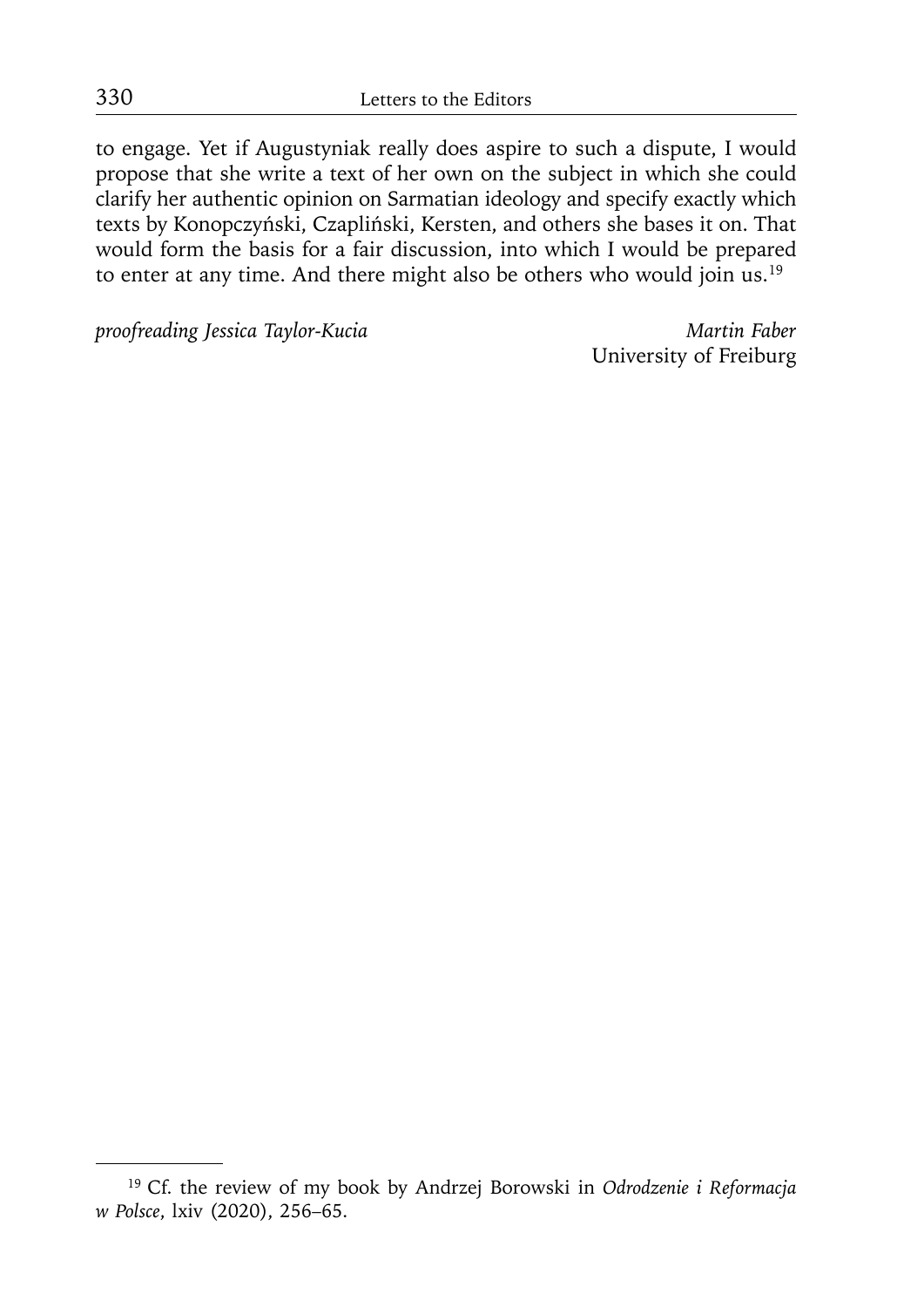to engage. Yet if Augustyniak really does aspire to such a dispute, I would propose that she write a text of her own on the subject in which she could clarify her authentic opinion on Sarmatian ideology and specify exactly which texts by Konopczyński, Czapliński, Kersten, and others she bases it on. That would form the basis for a fair discussion, into which I would be prepared to enter at any time. And there might also be others who would join us.[19]

*proofreading Jessica Taylor-Kucia*

*Martin Faber*
University of Freiburg

---

[19] Cf. the review of my book by Andrzej Borowski in *Odrodzenie i Reformacja w Polsce*, lxiv (2020), 256–65.